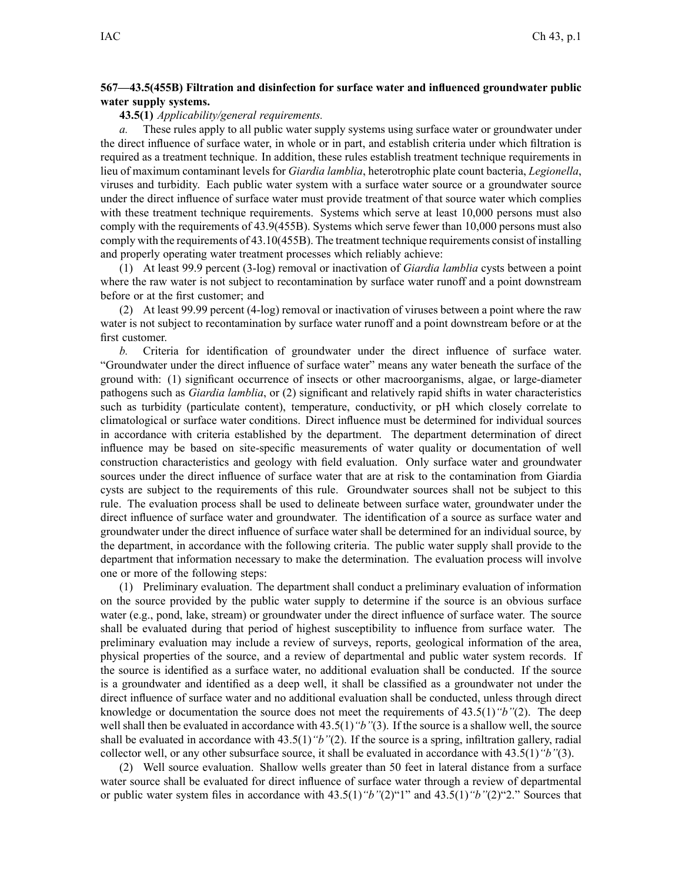**567—43.5(455B) Filtration and disinfection for surface water and influenced groundwater public water supply systems.**

**43.5(1)** *Applicability/general requirements.*

*a.* These rules apply to all public water supply systems using surface water or groundwater under the direct influence of surface water, in whole or in part, and establish criteria under which filtration is required as a treatment technique. In addition, these rules establish treatment technique requirements in lieu of maximum contaminant levels for *Giardia lamblia*, heterotrophic plate count bacteria, *Legionella*, viruses and turbidity. Each public water system with a surface water source or a groundwater source under the direct influence of surface water must provide treatment of that source water which complies with these treatment technique requirements. Systems which serve at least 10,000 persons must also comply with the requirements of 43.9(455B). Systems which serve fewer than 10,000 persons must also comply with the requirements of 43.10(455B). The treatment technique requirements consist of installing and properly operating water treatment processes which reliably achieve:

(1) At least 99.9 percent (3-log) removal or inactivation of *Giardia lamblia* cysts between a point where the raw water is not subject to recontamination by surface water runoff and a point downstream before or at the first customer; and

(2) At least 99.99 percent (4-log) removal or inactivation of viruses between a point where the raw water is not subject to recontamination by surface water runoff and a point downstream before or at the first customer.

*b.* Criteria for identification of groundwater under the direct influence of surface water. "Groundwater under the direct influence of surface water" means any water beneath the surface of the ground with: (1) significant occurrence of insects or other macroorganisms, algae, or large-diameter pathogens such as *Giardia lamblia*, or (2) significant and relatively rapid shifts in water characteristics such as turbidity (particulate content), temperature, conductivity, or pH which closely correlate to climatological or surface water conditions. Direct influence must be determined for individual sources in accordance with criteria established by the department. The department determination of direct influence may be based on site-specific measurements of water quality or documentation of well construction characteristics and geology with field evaluation. Only surface water and groundwater sources under the direct influence of surface water that are at risk to the contamination from Giardia cysts are subject to the requirements of this rule. Groundwater sources shall not be subject to this rule. The evaluation process shall be used to delineate between surface water, groundwater under the direct influence of surface water and groundwater. The identification of a source as surface water and groundwater under the direct influence of surface water shall be determined for an individual source, by the department, in accordance with the following criteria. The public water supply shall provide to the department that information necessary to make the determination. The evaluation process will involve one or more of the following steps:

(1) Preliminary evaluation. The department shall conduct a preliminary evaluation of information on the source provided by the public water supply to determine if the source is an obvious surface water (e.g., pond, lake, stream) or groundwater under the direct influence of surface water. The source shall be evaluated during that period of highest susceptibility to influence from surface water. The preliminary evaluation may include a review of surveys, reports, geological information of the area, physical properties of the source, and a review of departmental and public water system records. If the source is identified as a surface water, no additional evaluation shall be conducted. If the source is a groundwater and identified as a deep well, it shall be classified as a groundwater not under the direct influence of surface water and no additional evaluation shall be conducted, unless through direct knowledge or documentation the source does not meet the requirements of 43.5(1)*"b"*(2). The deep well shall then be evaluated in accordance with 43.5(1)*"b"*(3). If the source is a shallow well, the source shall be evaluated in accordance with 43.5(1)*"b"*(2). If the source is a spring, infiltration gallery, radial collector well, or any other subsurface source, it shall be evaluated in accordance with 43.5(1)*"b"*(3).

(2) Well source evaluation. Shallow wells greater than 50 feet in lateral distance from a surface water source shall be evaluated for direct influence of surface water through a review of departmental or public water system files in accordance with 43.5(1)*"b"*(2)"1" and 43.5(1)*"b"*(2)"2." Sources that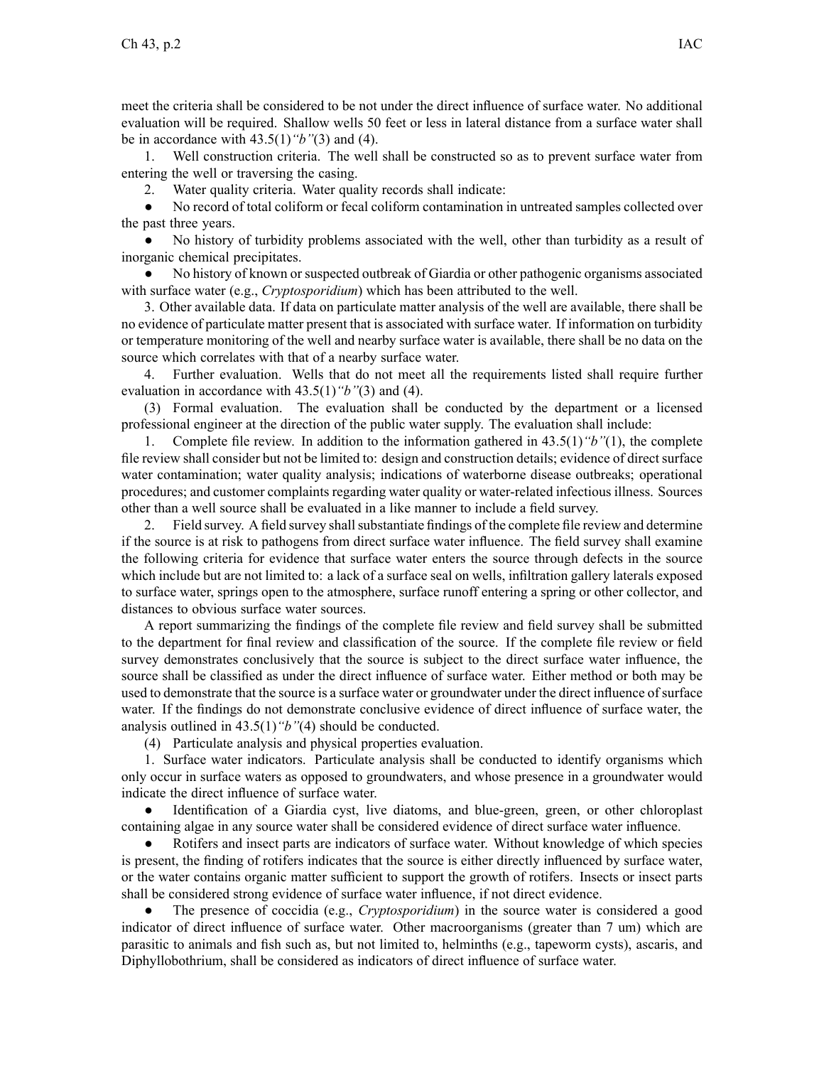meet the criteria shall be considered to be not under the direct influence of surface water. No additional evaluation will be required. Shallow wells 50 feet or less in lateral distance from a surface water shall be in accordance with 43.5(1)*"b"*(3) and (4).

1. Well construction criteria. The well shall be constructed so as to prevent surface water from entering the well or traversing the casing.

2. Water quality criteria. Water quality records shall indicate:

- No record of total coliform or fecal coliform contamination in untreated samples collected over the past three years.
- No history of turbidity problems associated with the well, other than turbidity as a result of inorganic chemical precipitates.
- No history of known or suspected outbreak of Giardia or other pathogenic organisms associated with surface water (e.g., *Cryptosporidium*) which has been attributed to the well.

3. Other available data. If data on particulate matter analysis of the well are available, there shall be no evidence of particulate matter present that is associated with surface water. If information on turbidity or temperature monitoring of the well and nearby surface water is available, there shall be no data on the source which correlates with that of a nearby surface water.

4. Further evaluation. Wells that do not meet all the requirements listed shall require further evaluation in accordance with 43.5(1)*"b"*(3) and (4).

(3) Formal evaluation. The evaluation shall be conducted by the department or a licensed professional engineer at the direction of the public water supply. The evaluation shall include:

1. Complete file review. In addition to the information gathered in 43.5(1)*"b"*(1), the complete file review shall consider but not be limited to: design and construction details; evidence of direct surface water contamination; water quality analysis; indications of waterborne disease outbreaks; operational procedures; and customer complaints regarding water quality or water-related infectious illness. Sources other than a well source shall be evaluated in a like manner to include a field survey.

2. Field survey. A field survey shall substantiate findings of the complete file review and determine if the source is at risk to pathogens from direct surface water influence. The field survey shall examine the following criteria for evidence that surface water enters the source through defects in the source which include but are not limited to: a lack of a surface seal on wells, infiltration gallery laterals exposed to surface water, springs open to the atmosphere, surface runoff entering a spring or other collector, and distances to obvious surface water sources.

A report summarizing the findings of the complete file review and field survey shall be submitted to the department for final review and classification of the source. If the complete file review or field survey demonstrates conclusively that the source is subject to the direct surface water influence, the source shall be classified as under the direct influence of surface water. Either method or both may be used to demonstrate that the source is a surface water or groundwater under the direct influence of surface water. If the findings do not demonstrate conclusive evidence of direct influence of surface water, the analysis outlined in 43.5(1)*"b"*(4) should be conducted.

(4) Particulate analysis and physical properties evaluation.

1. Surface water indicators. Particulate analysis shall be conducted to identify organisms which only occur in surface waters as opposed to groundwaters, and whose presence in a groundwater would indicate the direct influence of surface water.

- Identification of a Giardia cyst, live diatoms, and blue-green, green, or other chloroplast containing algae in any source water shall be considered evidence of direct surface water influence.
- Rotifers and insect parts are indicators of surface water. Without knowledge of which species is present, the finding of rotifers indicates that the source is either directly influenced by surface water, or the water contains organic matter sufficient to support the growth of rotifers. Insects or insect parts shall be considered strong evidence of surface water influence, if not direct evidence.
- The presence of coccidia (e.g., *Cryptosporidium*) in the source water is considered a good indicator of direct influence of surface water. Other macroorganisms (greater than 7 um) which are parasitic to animals and fish such as, but not limited to, helminths (e.g., tapeworm cysts), ascaris, and Diphyllobothrium, shall be considered as indicators of direct influence of surface water.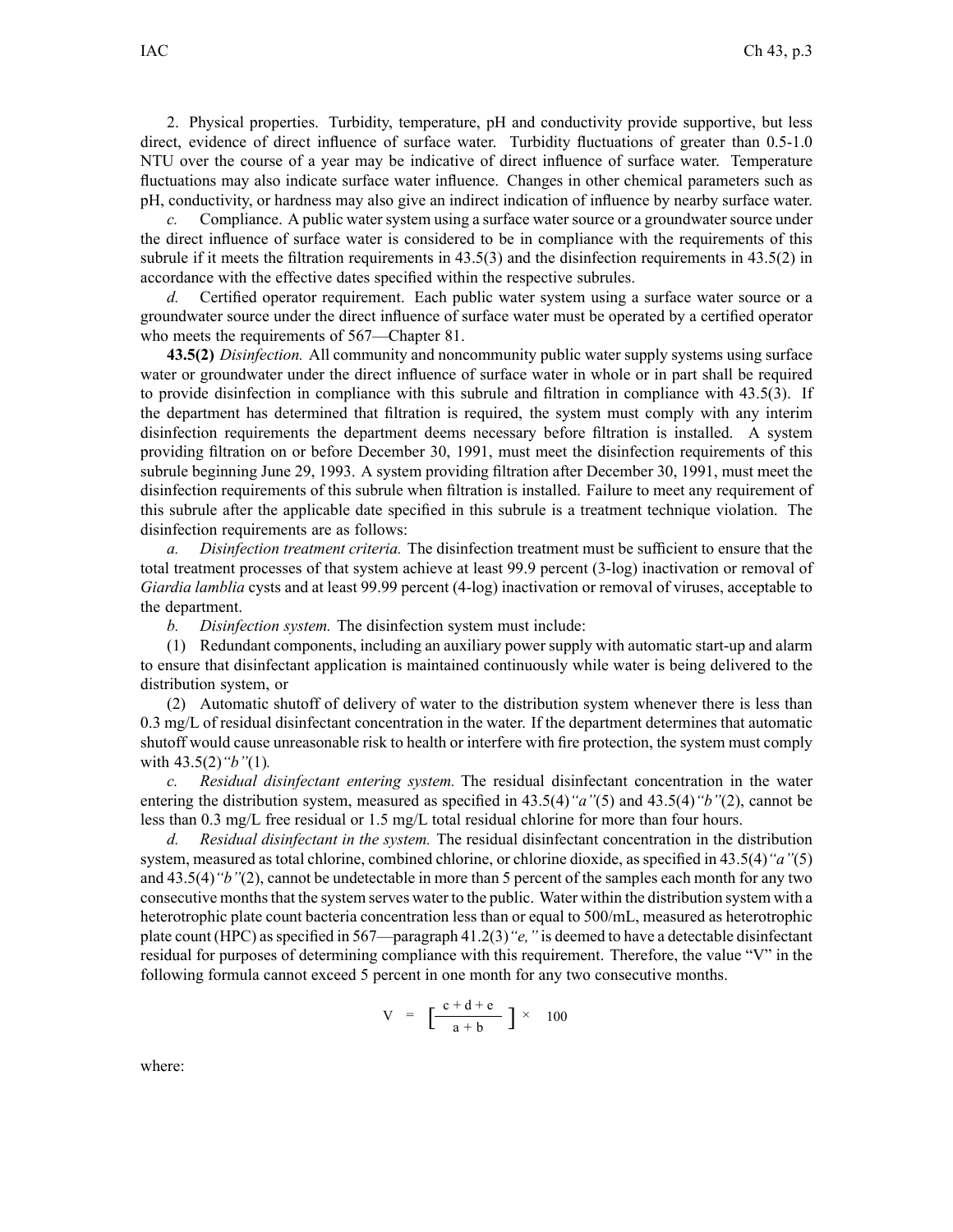2. Physical properties. Turbidity, temperature, pH and conductivity provide supportive, but less direct, evidence of direct influence of surface water. Turbidity fluctuations of greater than 0.5-1.0 NTU over the course of a year may be indicative of direct influence of surface water. Temperature fluctuations may also indicate surface water influence. Changes in other chemical parameters such as pH, conductivity, or hardness may also give an indirect indication of influence by nearby surface water.

*c.* Compliance. A public water system using a surface water source or a groundwater source under the direct influence of surface water is considered to be in compliance with the requirements of this subrule if it meets the filtration requirements in 43.5(3) and the disinfection requirements in 43.5(2) in accordance with the effective dates specified within the respective subrules.

*d.* Certified operator requirement. Each public water system using a surface water source or a groundwater source under the direct influence of surface water must be operated by a certified operator who meets the requirements of 567—Chapter 81.

**43.5(2)** *Disinfection.* All community and noncommunity public water supply systems using surface water or groundwater under the direct influence of surface water in whole or in part shall be required to provide disinfection in compliance with this subrule and filtration in compliance with 43.5(3). If the department has determined that filtration is required, the system must comply with any interim disinfection requirements the department deems necessary before filtration is installed. A system providing filtration on or before December 30, 1991, must meet the disinfection requirements of this subrule beginning June 29, 1993. A system providing filtration after December 30, 1991, must meet the disinfection requirements of this subrule when filtration is installed. Failure to meet any requirement of this subrule after the applicable date specified in this subrule is a treatment technique violation. The disinfection requirements are as follows:

*a.* *Disinfection treatment criteria.* The disinfection treatment must be sufficient to ensure that the total treatment processes of that system achieve at least 99.9 percent (3-log) inactivation or removal of *Giardia lamblia* cysts and at least 99.99 percent (4-log) inactivation or removal of viruses, acceptable to the department.

*b.* *Disinfection system.* The disinfection system must include:

(1) Redundant components, including an auxiliary power supply with automatic start-up and alarm to ensure that disinfectant application is maintained continuously while water is being delivered to the distribution system, or

(2) Automatic shutoff of delivery of water to the distribution system whenever there is less than 0.3 mg/L of residual disinfectant concentration in the water. If the department determines that automatic shutoff would cause unreasonable risk to health or interfere with fire protection, the system must comply with 43.5(2)*"b"*(1).

*c.* *Residual disinfectant entering system.* The residual disinfectant concentration in the water entering the distribution system, measured as specified in 43.5(4)*"a"*(5) and 43.5(4)*"b"*(2), cannot be less than 0.3 mg/L free residual or 1.5 mg/L total residual chlorine for more than four hours.

*d.* *Residual disinfectant in the system.* The residual disinfectant concentration in the distribution system, measured as total chlorine, combined chlorine, or chlorine dioxide, as specified in 43.5(4)*"a"*(5) and 43.5(4)*"b"*(2), cannot be undetectable in more than 5 percent of the samples each month for any two consecutive months that the system serves water to the public. Water within the distribution system with a heterotrophic plate count bacteria concentration less than or equal to 500/mL, measured as heterotrophic plate count (HPC) as specified in 567—paragraph 41.2(3)*"e,"* is deemed to have a detectable disinfectant residual for purposes of determining compliance with this requirement. Therefore, the value "V" in the following formula cannot exceed 5 percent in one month for any two consecutive months.

$$V = \left[\frac{c + d + e}{a + b}\right] \times 100$$

where: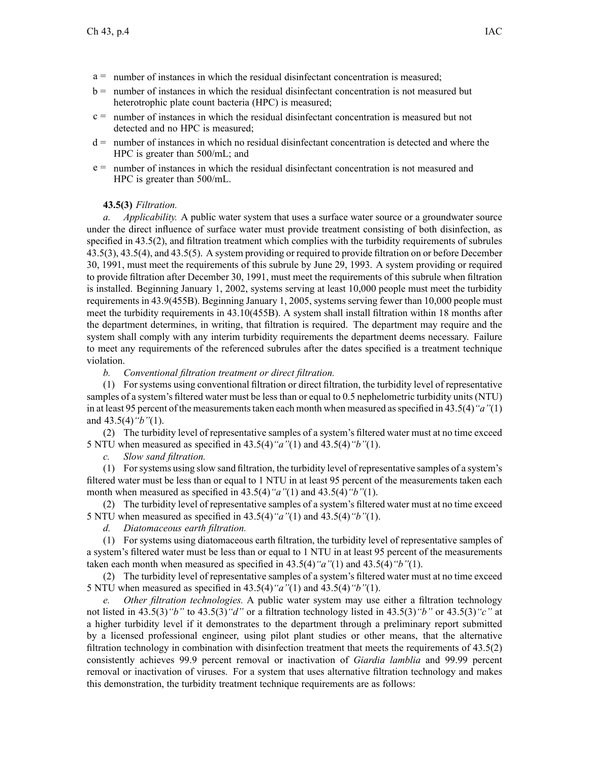a = number of instances in which the residual disinfectant concentration is measured;

b = number of instances in which the residual disinfectant concentration is not measured but heterotrophic plate count bacteria (HPC) is measured;

c = number of instances in which the residual disinfectant concentration is measured but not detected and no HPC is measured;

d = number of instances in which no residual disinfectant concentration is detected and where the HPC is greater than 500/mL; and

e = number of instances in which the residual disinfectant concentration is not measured and HPC is greater than 500/mL.

**43.5(3)** *Filtration.*

*a. Applicability.* A public water system that uses a surface water source or a groundwater source under the direct influence of surface water must provide treatment consisting of both disinfection, as specified in 43.5(2), and filtration treatment which complies with the turbidity requirements of subrules 43.5(3), 43.5(4), and 43.5(5). A system providing or required to provide filtration on or before December 30, 1991, must meet the requirements of this subrule by June 29, 1993. A system providing or required to provide filtration after December 30, 1991, must meet the requirements of this subrule when filtration is installed. Beginning January 1, 2002, systems serving at least 10,000 people must meet the turbidity requirements in 43.9(455B). Beginning January 1, 2005, systems serving fewer than 10,000 people must meet the turbidity requirements in 43.10(455B). A system shall install filtration within 18 months after the department determines, in writing, that filtration is required. The department may require and the system shall comply with any interim turbidity requirements the department deems necessary. Failure to meet any requirements of the referenced subrules after the dates specified is a treatment technique violation.

*b. Conventional filtration treatment or direct filtration.*

(1) For systems using conventional filtration or direct filtration, the turbidity level of representative samples of a system's filtered water must be less than or equal to 0.5 nephelometric turbidity units (NTU) in at least 95 percent of the measurements taken each month when measured as specified in 43.5(4)*"a"*(1) and 43.5(4)*"b"*(1).

(2) The turbidity level of representative samples of a system's filtered water must at no time exceed 5 NTU when measured as specified in 43.5(4)*"a"*(1) and 43.5(4)*"b"*(1).

*c. Slow sand filtration.*

(1) For systems using slow sand filtration, the turbidity level of representative samples of a system's filtered water must be less than or equal to 1 NTU in at least 95 percent of the measurements taken each month when measured as specified in 43.5(4)*"a"*(1) and 43.5(4)*"b"*(1).

(2) The turbidity level of representative samples of a system's filtered water must at no time exceed 5 NTU when measured as specified in 43.5(4)*"a"*(1) and 43.5(4)*"b"*(1).

*d. Diatomaceous earth filtration.*

(1) For systems using diatomaceous earth filtration, the turbidity level of representative samples of a system's filtered water must be less than or equal to 1 NTU in at least 95 percent of the measurements taken each month when measured as specified in 43.5(4)*"a"*(1) and 43.5(4)*"b"*(1).

(2) The turbidity level of representative samples of a system's filtered water must at no time exceed 5 NTU when measured as specified in 43.5(4)*"a"*(1) and 43.5(4)*"b"*(1).

*e. Other filtration technologies.* A public water system may use either a filtration technology not listed in 43.5(3)*"b"* to 43.5(3)*"d"* or a filtration technology listed in 43.5(3)*"b"* or 43.5(3)*"c"* at a higher turbidity level if it demonstrates to the department through a preliminary report submitted by a licensed professional engineer, using pilot plant studies or other means, that the alternative filtration technology in combination with disinfection treatment that meets the requirements of 43.5(2) consistently achieves 99.9 percent removal or inactivation of *Giardia lamblia* and 99.99 percent removal or inactivation of viruses. For a system that uses alternative filtration technology and makes this demonstration, the turbidity treatment technique requirements are as follows: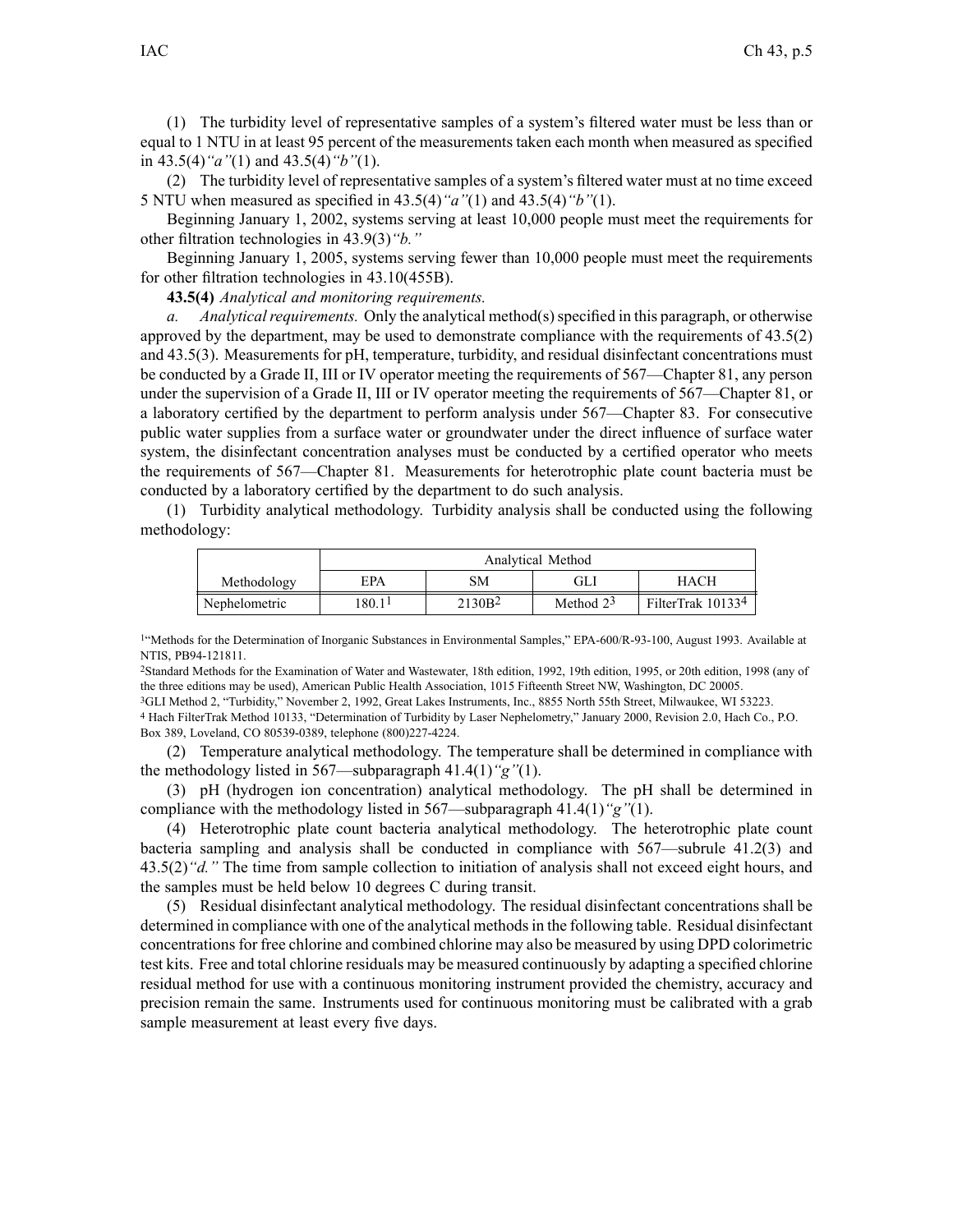(1) The turbidity level of representative samples of a system's filtered water must be less than or equal to 1 NTU in at least 95 percent of the measurements taken each month when measured as specified in 43.5(4)*"a"*(1) and 43.5(4)*"b"*(1).

(2) The turbidity level of representative samples of a system's filtered water must at no time exceed 5 NTU when measured as specified in 43.5(4)*"a"*(1) and 43.5(4)*"b"*(1).

Beginning January 1, 2002, systems serving at least 10,000 people must meet the requirements for other filtration technologies in 43.9(3)*"b."*

Beginning January 1, 2005, systems serving fewer than 10,000 people must meet the requirements for other filtration technologies in 43.10(455B).

**43.5(4)** *Analytical and monitoring requirements.*

*a. Analytical requirements.* Only the analytical method(s) specified in this paragraph, or otherwise approved by the department, may be used to demonstrate compliance with the requirements of 43.5(2) and 43.5(3). Measurements for pH, temperature, turbidity, and residual disinfectant concentrations must be conducted by a Grade II, III or IV operator meeting the requirements of 567—Chapter 81, any person under the supervision of a Grade II, III or IV operator meeting the requirements of 567—Chapter 81, or a laboratory certified by the department to perform analysis under 567—Chapter 83. For consecutive public water supplies from a surface water or groundwater under the direct influence of surface water system, the disinfectant concentration analyses must be conducted by a certified operator who meets the requirements of 567—Chapter 81. Measurements for heterotrophic plate count bacteria must be conducted by a laboratory certified by the department to do such analysis.

(1) Turbidity analytical methodology. Turbidity analysis shall be conducted using the following methodology:

| | Analytical Method | | | |
|---|---|---|---|---|
| Methodology | EPA | SM | GLI | HACH |
| Nephelometric | 180.1[1] | 2130B[2] | Method 2[3] | FilterTrak 10133[4] |

[1]"Methods for the Determination of Inorganic Substances in Environmental Samples," EPA-600/R-93-100, August 1993. Available at NTIS, PB94-121811.

[2]Standard Methods for the Examination of Water and Wastewater, 18th edition, 1992, 19th edition, 1995, or 20th edition, 1998 (any of the three editions may be used), American Public Health Association, 1015 Fifteenth Street NW, Washington, DC 20005.

[3]GLI Method 2, "Turbidity," November 2, 1992, Great Lakes Instruments, Inc., 8855 North 55th Street, Milwaukee, WI 53223.

[4] Hach FilterTrak Method 10133, "Determination of Turbidity by Laser Nephelometry," January 2000, Revision 2.0, Hach Co., P.O. Box 389, Loveland, CO 80539-0389, telephone (800)227-4224.

(2) Temperature analytical methodology. The temperature shall be determined in compliance with the methodology listed in 567—subparagraph 41.4(1)*"g"*(1).

(3) pH (hydrogen ion concentration) analytical methodology. The pH shall be determined in compliance with the methodology listed in 567—subparagraph 41.4(1)*"g"*(1).

(4) Heterotrophic plate count bacteria analytical methodology. The heterotrophic plate count bacteria sampling and analysis shall be conducted in compliance with 567—subrule 41.2(3) and 43.5(2)*"d."* The time from sample collection to initiation of analysis shall not exceed eight hours, and the samples must be held below 10 degrees C during transit.

(5) Residual disinfectant analytical methodology. The residual disinfectant concentrations shall be determined in compliance with one of the analytical methods in the following table. Residual disinfectant concentrations for free chlorine and combined chlorine may also be measured by using DPD colorimetric test kits. Free and total chlorine residuals may be measured continuously by adapting a specified chlorine residual method for use with a continuous monitoring instrument provided the chemistry, accuracy and precision remain the same. Instruments used for continuous monitoring must be calibrated with a grab sample measurement at least every five days.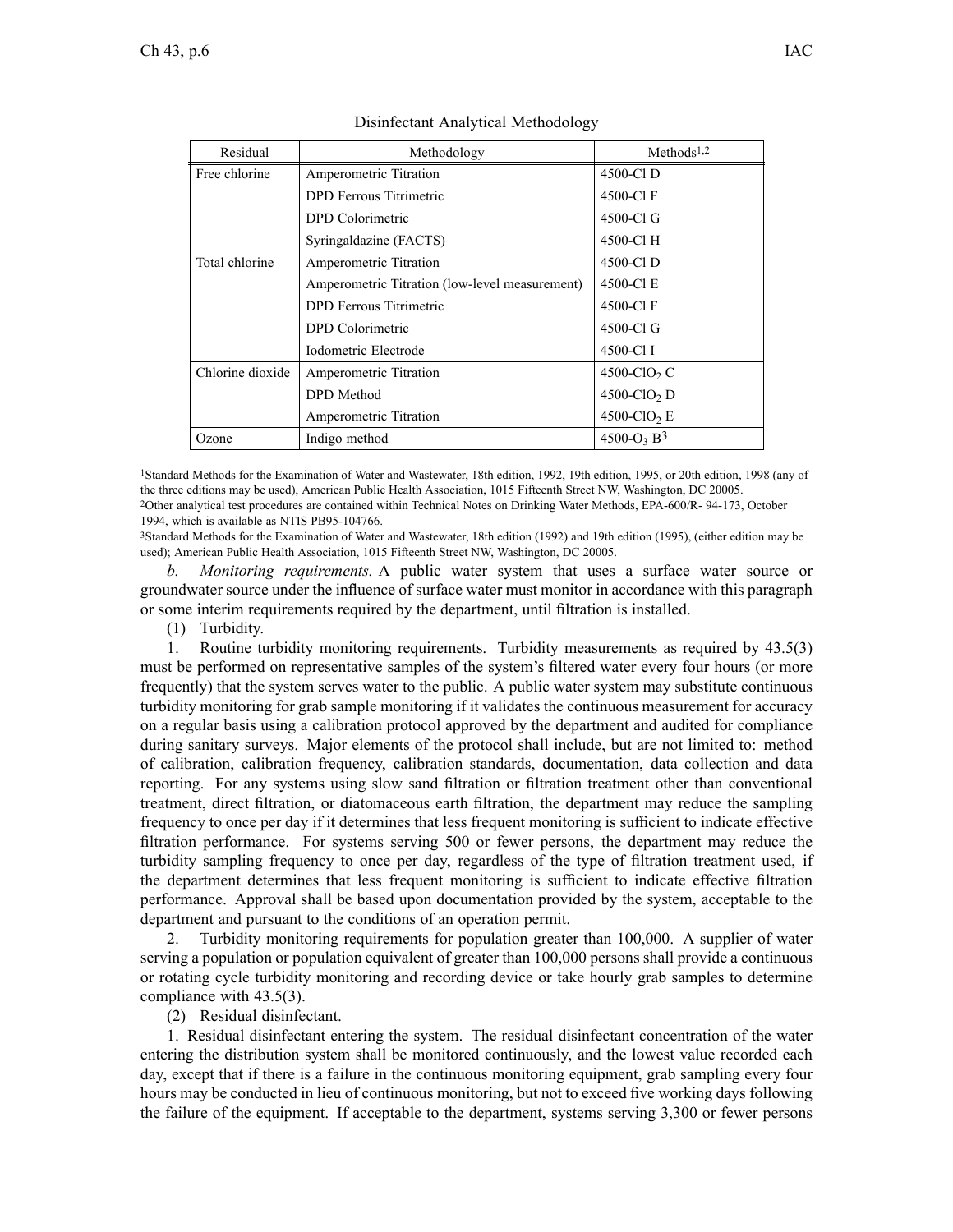Disinfectant Analytical Methodology

| Residual | Methodology | Methods[1,2] |
|---|---|---|
| Free chlorine | Amperometric Titration | 4500-Cl D |
| | DPD Ferrous Titrimetric | 4500-Cl F |
| | DPD Colorimetric | 4500-Cl G |
| | Syringaldazine (FACTS) | 4500-Cl H |
| Total chlorine | Amperometric Titration | 4500-Cl D |
| | Amperometric Titration (low-level measurement) | 4500-Cl E |
| | DPD Ferrous Titrimetric | 4500-Cl F |
| | DPD Colorimetric | 4500-Cl G |
| | Iodometric Electrode | 4500-Cl I |
| Chlorine dioxide | Amperometric Titration | 4500-$ClO_2$ C |
| | DPD Method | 4500-$ClO_2$ D |
| | Amperometric Titration | 4500-$ClO_2$ E |
| Ozone | Indigo method | 4500-$O_3$ B[3] |

[1]Standard Methods for the Examination of Water and Wastewater, 18th edition, 1992, 19th edition, 1995, or 20th edition, 1998 (any of the three editions may be used), American Public Health Association, 1015 Fifteenth Street NW, Washington, DC 20005.

[2]Other analytical test procedures are contained within Technical Notes on Drinking Water Methods, EPA-600/R- 94-173, October 1994, which is available as NTIS PB95-104766.

[3]Standard Methods for the Examination of Water and Wastewater, 18th edition (1992) and 19th edition (1995), (either edition may be used); American Public Health Association, 1015 Fifteenth Street NW, Washington, DC 20005.

*b. Monitoring requirements.* A public water system that uses a surface water source or groundwater source under the influence of surface water must monitor in accordance with this paragraph or some interim requirements required by the department, until filtration is installed.

(1) Turbidity.

1. Routine turbidity monitoring requirements. Turbidity measurements as required by 43.5(3) must be performed on representative samples of the system's filtered water every four hours (or more frequently) that the system serves water to the public. A public water system may substitute continuous turbidity monitoring for grab sample monitoring if it validates the continuous measurement for accuracy on a regular basis using a calibration protocol approved by the department and audited for compliance during sanitary surveys. Major elements of the protocol shall include, but are not limited to: method of calibration, calibration frequency, calibration standards, documentation, data collection and data reporting. For any systems using slow sand filtration or filtration treatment other than conventional treatment, direct filtration, or diatomaceous earth filtration, the department may reduce the sampling frequency to once per day if it determines that less frequent monitoring is sufficient to indicate effective filtration performance. For systems serving 500 or fewer persons, the department may reduce the turbidity sampling frequency to once per day, regardless of the type of filtration treatment used, if the department determines that less frequent monitoring is sufficient to indicate effective filtration performance. Approval shall be based upon documentation provided by the system, acceptable to the department and pursuant to the conditions of an operation permit.

2. Turbidity monitoring requirements for population greater than 100,000. A supplier of water serving a population or population equivalent of greater than 100,000 persons shall provide a continuous or rotating cycle turbidity monitoring and recording device or take hourly grab samples to determine compliance with 43.5(3).

(2) Residual disinfectant.

1. Residual disinfectant entering the system. The residual disinfectant concentration of the water entering the distribution system shall be monitored continuously, and the lowest value recorded each day, except that if there is a failure in the continuous monitoring equipment, grab sampling every four hours may be conducted in lieu of continuous monitoring, but not to exceed five working days following the failure of the equipment. If acceptable to the department, systems serving 3,300 or fewer persons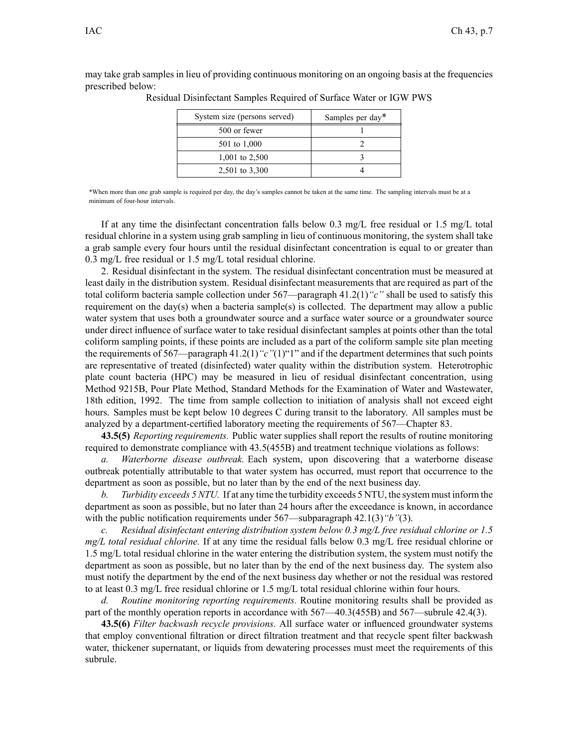may take grab samples in lieu of providing continuous monitoring on an ongoing basis at the frequencies prescribed below:

Residual Disinfectant Samples Required of Surface Water or IGW PWS

| System size (persons served) | Samples per day* |
|---|---|
| 500 or fewer | 1 |
| 501 to 1,000 | 2 |
| 1,001 to 2,500 | 3 |
| 2,501 to 3,300 | 4 |

*When more than one grab sample is required per day, the day's samples cannot be taken at the same time. The sampling intervals must be at a minimum of four-hour intervals.

If at any time the disinfectant concentration falls below 0.3 mg/L free residual or 1.5 mg/L total residual chlorine in a system using grab sampling in lieu of continuous monitoring, the system shall take a grab sample every four hours until the residual disinfectant concentration is equal to or greater than 0.3 mg/L free residual or 1.5 mg/L total residual chlorine.

2. Residual disinfectant in the system. The residual disinfectant concentration must be measured at least daily in the distribution system. Residual disinfectant measurements that are required as part of the total coliform bacteria sample collection under 567—paragraph 41.2(1)*"c"* shall be used to satisfy this requirement on the day(s) when a bacteria sample(s) is collected. The department may allow a public water system that uses both a groundwater source and a surface water source or a groundwater source under direct influence of surface water to take residual disinfectant samples at points other than the total coliform sampling points, if these points are included as a part of the coliform sample site plan meeting the requirements of 567—paragraph 41.2(1)*"c"*(1)"1" and if the department determines that such points are representative of treated (disinfected) water quality within the distribution system. Heterotrophic plate count bacteria (HPC) may be measured in lieu of residual disinfectant concentration, using Method 9215B, Pour Plate Method, Standard Methods for the Examination of Water and Wastewater, 18th edition, 1992. The time from sample collection to initiation of analysis shall not exceed eight hours. Samples must be kept below 10 degrees C during transit to the laboratory. All samples must be analyzed by a department-certified laboratory meeting the requirements of 567—Chapter 83.

**43.5(5)** *Reporting requirements.* Public water supplies shall report the results of routine monitoring required to demonstrate compliance with 43.5(455B) and treatment technique violations as follows:

*a. Waterborne disease outbreak.* Each system, upon discovering that a waterborne disease outbreak potentially attributable to that water system has occurred, must report that occurrence to the department as soon as possible, but no later than by the end of the next business day.

*b. Turbidity exceeds 5 NTU.* If at any time the turbidity exceeds 5 NTU, the system must inform the department as soon as possible, but no later than 24 hours after the exceedance is known, in accordance with the public notification requirements under 567—subparagraph 42.1(3)*"b"*(3).

*c. Residual disinfectant entering distribution system below 0.3 mg/L free residual chlorine or 1.5 mg/L total residual chlorine.* If at any time the residual falls below 0.3 mg/L free residual chlorine or 1.5 mg/L total residual chlorine in the water entering the distribution system, the system must notify the department as soon as possible, but no later than by the end of the next business day. The system also must notify the department by the end of the next business day whether or not the residual was restored to at least 0.3 mg/L free residual chlorine or 1.5 mg/L total residual chlorine within four hours.

*d. Routine monitoring reporting requirements.* Routine monitoring results shall be provided as part of the monthly operation reports in accordance with 567—40.3(455B) and 567—subrule 42.4(3).

**43.5(6)** *Filter backwash recycle provisions.* All surface water or influenced groundwater systems that employ conventional filtration or direct filtration treatment and that recycle spent filter backwash water, thickener supernatant, or liquids from dewatering processes must meet the requirements of this subrule.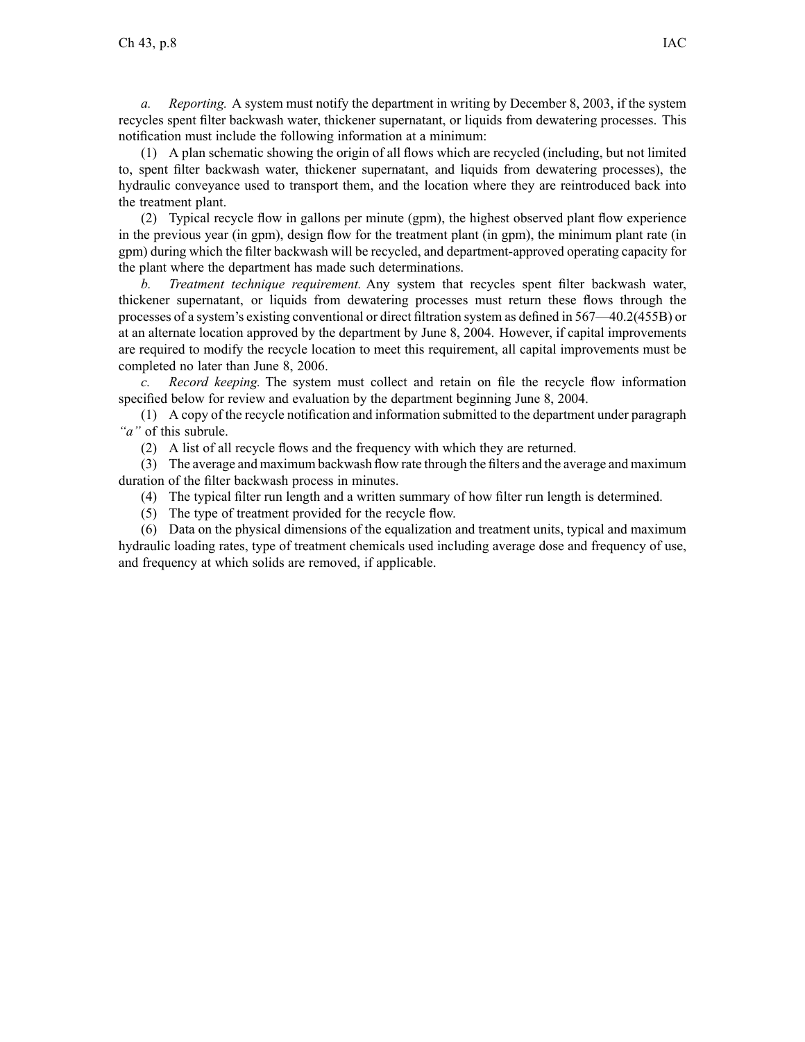*a. Reporting.* A system must notify the department in writing by December 8, 2003, if the system recycles spent filter backwash water, thickener supernatant, or liquids from dewatering processes. This notification must include the following information at a minimum:

(1) A plan schematic showing the origin of all flows which are recycled (including, but not limited to, spent filter backwash water, thickener supernatant, and liquids from dewatering processes), the hydraulic conveyance used to transport them, and the location where they are reintroduced back into the treatment plant.

(2) Typical recycle flow in gallons per minute (gpm), the highest observed plant flow experience in the previous year (in gpm), design flow for the treatment plant (in gpm), the minimum plant rate (in gpm) during which the filter backwash will be recycled, and department-approved operating capacity for the plant where the department has made such determinations.

*b. Treatment technique requirement.* Any system that recycles spent filter backwash water, thickener supernatant, or liquids from dewatering processes must return these flows through the processes of a system's existing conventional or direct filtration system as defined in 567—40.2(455B) or at an alternate location approved by the department by June 8, 2004. However, if capital improvements are required to modify the recycle location to meet this requirement, all capital improvements must be completed no later than June 8, 2006.

*c. Record keeping.* The system must collect and retain on file the recycle flow information specified below for review and evaluation by the department beginning June 8, 2004.

(1) A copy of the recycle notification and information submitted to the department under paragraph *"a"* of this subrule.

(2) A list of all recycle flows and the frequency with which they are returned.

(3) The average and maximum backwash flow rate through the filters and the average and maximum duration of the filter backwash process in minutes.

(4) The typical filter run length and a written summary of how filter run length is determined.

(5) The type of treatment provided for the recycle flow.

(6) Data on the physical dimensions of the equalization and treatment units, typical and maximum hydraulic loading rates, type of treatment chemicals used including average dose and frequency of use, and frequency at which solids are removed, if applicable.